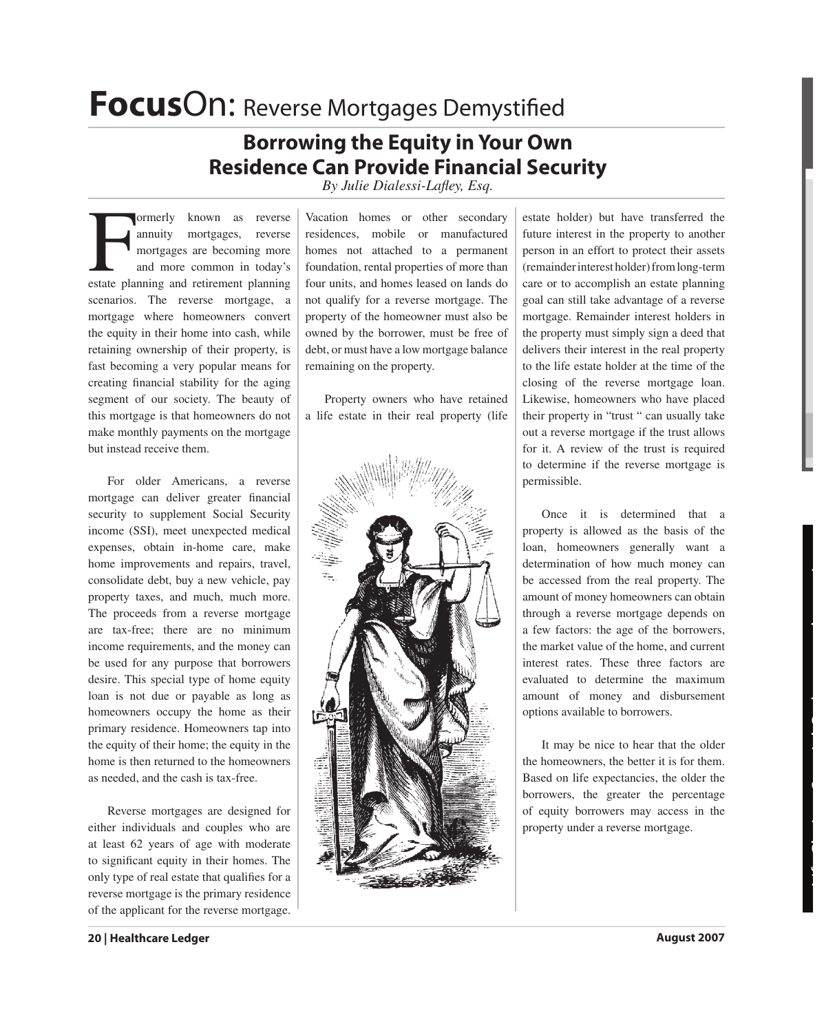# FocusOn: Reverse Mortgages Demystified

## Borrowing the Equity in Your Own Residence Can Provide Financial Security

*By Julie Dialessi-Lafley, Esq.*

Formerly known as reverse annuity mortgages, reverse mortgages are becoming more and more common in today's estate planning and retirement planning scenarios. The reverse mortgage, a mortgage where homeowners convert the equity in their home into cash, while retaining ownership of their property, is fast becoming a very popular means for creating financial stability for the aging segment of our society. The beauty of this mortgage is that homeowners do not make monthly payments on the mortgage but instead receive them.

For older Americans, a reverse mortgage can deliver greater financial security to supplement Social Security income (SSI), meet unexpected medical expenses, obtain in-home care, make home improvements and repairs, travel, consolidate debt, buy a new vehicle, pay property taxes, and much, much more. The proceeds from a reverse mortgage are tax-free; there are no minimum income requirements, and the money can be used for any purpose that borrowers desire. This special type of home equity loan is not due or payable as long as homeowners occupy the home as their primary residence. Homeowners tap into the equity of their home; the equity in the home is then returned to the homeowners as needed, and the cash is tax-free.

Reverse mortgages are designed for either individuals and couples who are at least 62 years of age with moderate to significant equity in their homes. The only type of real estate that qualifies for a reverse mortgage is the primary residence of the applicant for the reverse mortgage. Vacation homes or other secondary residences, mobile or manufactured homes not attached to a permanent foundation, rental properties of more than four units, and homes leased on lands do not qualify for a reverse mortgage. The property of the homeowner must also be owned by the borrower, must be free of debt, or must have a low mortgage balance remaining on the property.

Property owners who have retained a life estate in their real property (life estate holder) but have transferred the future interest in the property to another person in an effort to protect their assets (remainder interest holder) from long-term care or to accomplish an estate planning goal can still take advantage of a reverse mortgage. Remainder interest holders in the property must simply sign a deed that delivers their interest in the real property to the life estate holder at the time of the closing of the reverse mortgage loan. Likewise, homeowners who have placed their property in "trust " can usually take out a reverse mortgage if the trust allows for it. A review of the trust is required to determine if the reverse mortgage is permissible.

Once it is determined that a property is allowed as the basis of the loan, homeowners generally want a determination of how much money can be accessed from the real property. The amount of money homeowners can obtain through a reverse mortgage depends on a few factors: the age of the borrowers, the market value of the home, and current interest rates. These three factors are evaluated to determine the maximum amount of money and disbursement options available to borrowers.

It may be nice to hear that the older the homeowners, the better it is for them. Based on life expectancies, the older the borrowers, the greater the percentage of equity borrowers may access in the property under a reverse mortgage.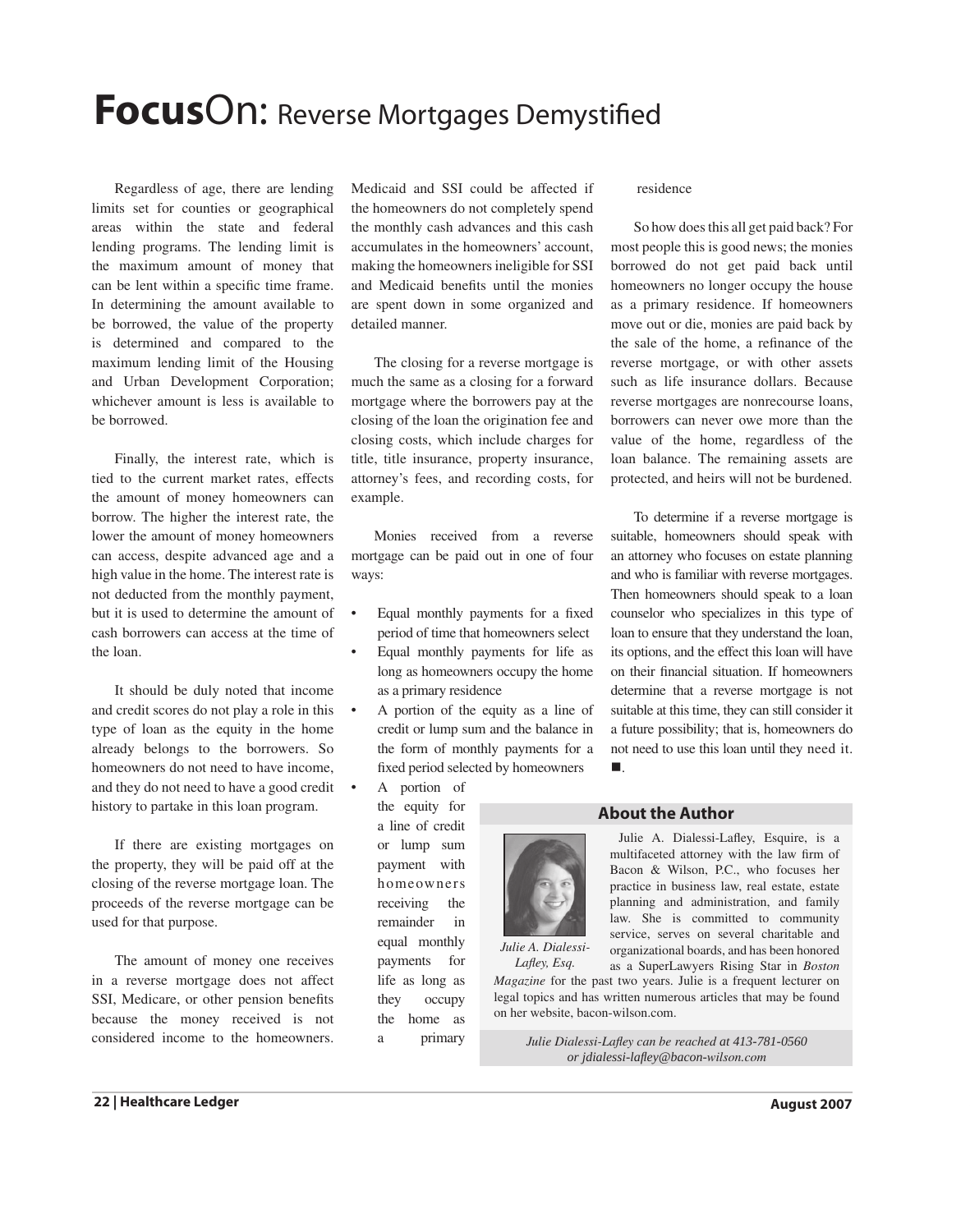# **Focus**On: Reverse Mortgages Demystified

Regardless of age, there are lending limits set for counties or geographical areas within the state and federal lending programs. The lending limit is the maximum amount of money that can be lent within a specific time frame. In determining the amount available to be borrowed, the value of the property is determined and compared to the maximum lending limit of the Housing and Urban Development Corporation; whichever amount is less is available to be borrowed.

Finally, the interest rate, which is tied to the current market rates, effects the amount of money homeowners can borrow. The higher the interest rate, the lower the amount of money homeowners can access, despite advanced age and a high value in the home. The interest rate is not deducted from the monthly payment, but it is used to determine the amount of cash borrowers can access at the time of the loan.

It should be duly noted that income and credit scores do not play a role in this type of loan as the equity in the home already belongs to the borrowers. So homeowners do not need to have income, and they do not need to have a good credit history to partake in this loan program.

If there are existing mortgages on the property, they will be paid off at the closing of the reverse mortgage loan. The proceeds of the reverse mortgage can be used for that purpose.

The amount of money one receives in a reverse mortgage does not affect SSI, Medicare, or other pension benefits because the money received is not considered income to the homeowners. Medicaid and SSI could be affected if the homeowners do not completely spend the monthly cash advances and this cash accumulates in the homeowners' account, making the homeowners ineligible for SSI and Medicaid benefits until the monies are spent down in some organized and detailed manner.

The closing for a reverse mortgage is much the same as a closing for a forward mortgage where the borrowers pay at the closing of the loan the origination fee and closing costs, which include charges for title, title insurance, property insurance, attorney's fees, and recording costs, for example.

Monies received from a reverse mortgage can be paid out in one of four ways:

- Equal monthly payments for a fixed period of time that homeowners select
- Equal monthly payments for life as long as homeowners occupy the home as a primary residence
- A portion of the equity as a line of credit or lump sum and the balance in the form of monthly payments for a fixed period selected by homeowners
- A portion of the equity for a line of credit or lump sum payment with homeowners receiving the remainder in equal monthly payments for life as long as they occupy the home as a primary residence

So how does this all get paid back? For most people this is good news; the monies borrowed do not get paid back until homeowners no longer occupy the house as a primary residence. If homeowners move out or die, monies are paid back by the sale of the home, a refinance of the reverse mortgage, or with other assets such as life insurance dollars. Because reverse mortgages are nonrecourse loans, borrowers can never owe more than the value of the home, regardless of the loan balance. The remaining assets are protected, and heirs will not be burdened.

To determine if a reverse mortgage is suitable, homeowners should speak with an attorney who focuses on estate planning and who is familiar with reverse mortgages. Then homeowners should speak to a loan counselor who specializes in this type of loan to ensure that they understand the loan, its options, and the effect this loan will have on their financial situation. If homeowners determine that a reverse mortgage is not suitable at this time, they can still consider it a future possibility; that is, homeowners do not need to use this loan until they need it. ■.

### About the Author

*Julie A. Dialessi-Lafley, Esq.*

Julie A. Dialessi-Lafley, Esquire, is a multifaceted attorney with the law firm of Bacon & Wilson, P.C., who focuses her practice in business law, real estate, estate planning and administration, and family law. She is committed to community service, serves on several charitable and organizational boards, and has been honored as a SuperLawyers Rising Star in *Boston Magazine* for the past two years. Julie is a frequent lecturer on legal topics and has written numerous articles that may be found on her website, bacon-wilson.com.

*Julie Dialessi-Lafley can be reached at 413-781-0560 or jdialessi-lafley@bacon-wilson.com*